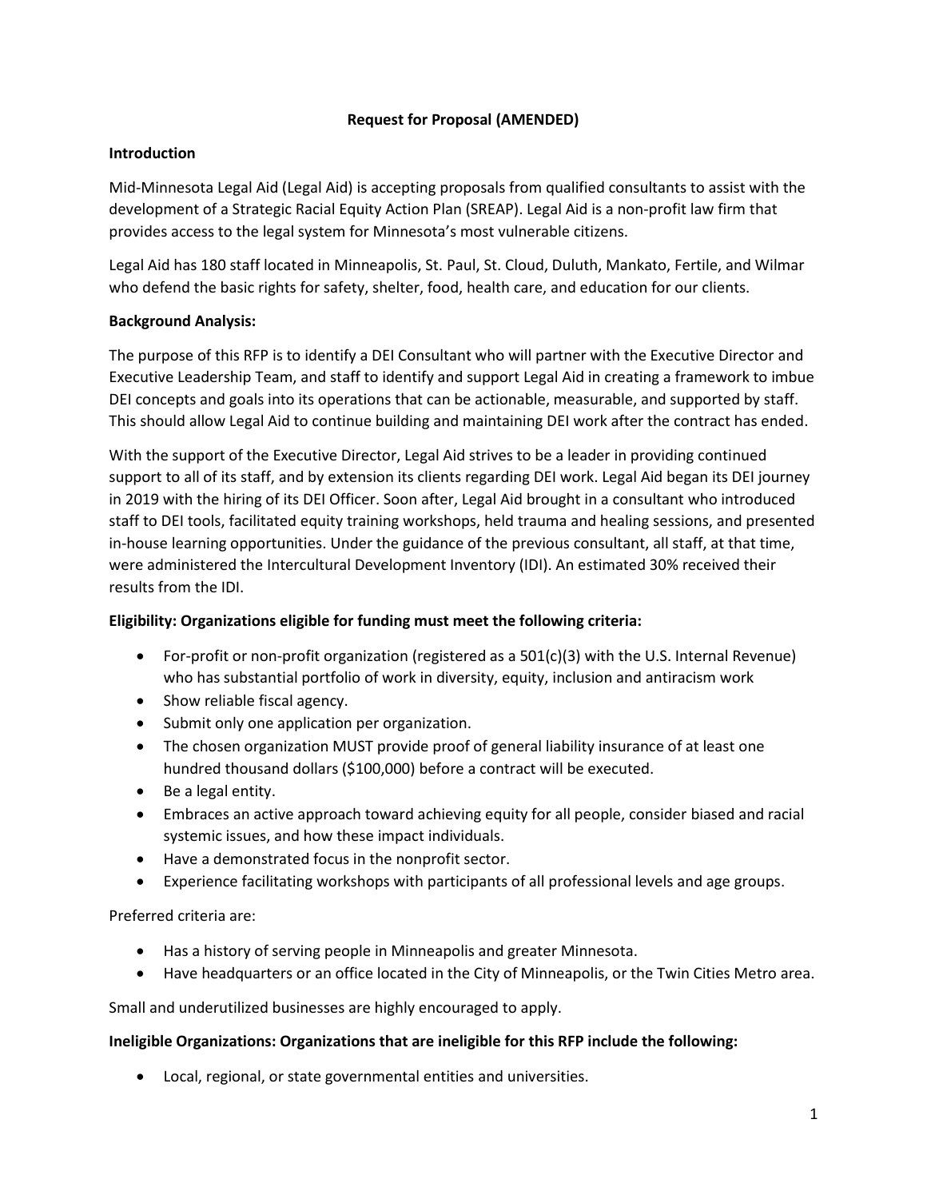# Request for Proposal (AMENDED)

## Introduction

Mid-Minnesota Legal Aid (Legal Aid) is accepting proposals from qualified consultants to assist with the development of a Strategic Racial Equity Action Plan (SREAP). Legal Aid is a non-profit law firm that provides access to the legal system for Minnesota's most vulnerable citizens.

Legal Aid has 180 staff located in Minneapolis, St. Paul, St. Cloud, Duluth, Mankato, Fertile, and Wilmar who defend the basic rights for safety, shelter, food, health care, and education for our clients.

## Background Analysis:

The purpose of this RFP is to identify a DEI Consultant who will partner with the Executive Director and Executive Leadership Team, and staff to identify and support Legal Aid in creating a framework to imbue DEI concepts and goals into its operations that can be actionable, measurable, and supported by staff. This should allow Legal Aid to continue building and maintaining DEI work after the contract has ended.

With the support of the Executive Director, Legal Aid strives to be a leader in providing continued support to all of its staff, and by extension its clients regarding DEI work. Legal Aid began its DEI journey in 2019 with the hiring of its DEI Officer. Soon after, Legal Aid brought in a consultant who introduced staff to DEI tools, facilitated equity training workshops, held trauma and healing sessions, and presented in-house learning opportunities. Under the guidance of the previous consultant, all staff, at that time, were administered the Intercultural Development Inventory (IDI). An estimated 30% received their results from the IDI.

## Eligibility: Organizations eligible for funding must meet the following criteria:

- For-profit or non-profit organization (registered as a 501(c)(3) with the U.S. Internal Revenue) who has substantial portfolio of work in diversity, equity, inclusion and antiracism work
- Show reliable fiscal agency.
- Submit only one application per organization.
- The chosen organization MUST provide proof of general liability insurance of at least one hundred thousand dollars ($100,000) before a contract will be executed.
- Be a legal entity.
- Embraces an active approach toward achieving equity for all people, consider biased and racial systemic issues, and how these impact individuals.
- Have a demonstrated focus in the nonprofit sector.
- Experience facilitating workshops with participants of all professional levels and age groups.

Preferred criteria are:

- Has a history of serving people in Minneapolis and greater Minnesota.
- Have headquarters or an office located in the City of Minneapolis, or the Twin Cities Metro area.

Small and underutilized businesses are highly encouraged to apply.

## Ineligible Organizations: Organizations that are ineligible for this RFP include the following:

- Local, regional, or state governmental entities and universities.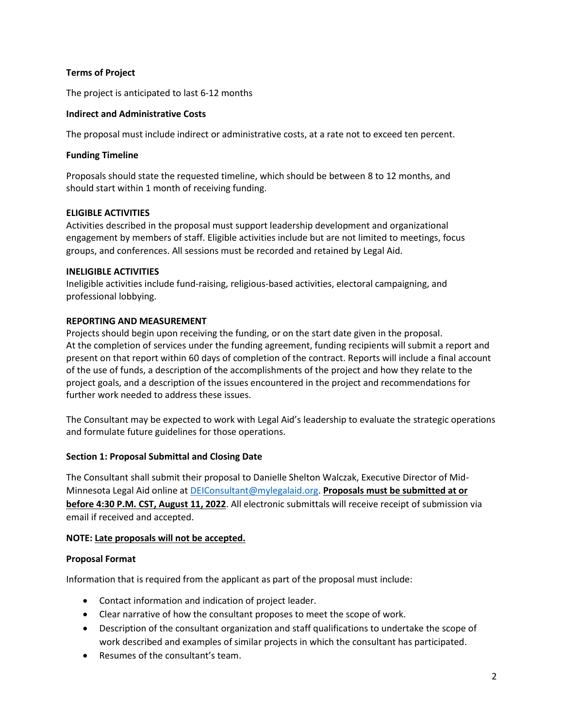**Terms of Project**

The project is anticipated to last 6-12 months

**Indirect and Administrative Costs**

The proposal must include indirect or administrative costs, at a rate not to exceed ten percent.

**Funding Timeline**

Proposals should state the requested timeline, which should be between 8 to 12 months, and should start within 1 month of receiving funding.

**ELIGIBLE ACTIVITIES**

Activities described in the proposal must support leadership development and organizational engagement by members of staff. Eligible activities include but are not limited to meetings, focus groups, and conferences. All sessions must be recorded and retained by Legal Aid.

**INELIGIBLE ACTIVITIES**

Ineligible activities include fund-raising, religious-based activities, electoral campaigning, and professional lobbying.

**REPORTING AND MEASUREMENT**

Projects should begin upon receiving the funding, or on the start date given in the proposal. At the completion of services under the funding agreement, funding recipients will submit a report and present on that report within 60 days of completion of the contract. Reports will include a final account of the use of funds, a description of the accomplishments of the project and how they relate to the project goals, and a description of the issues encountered in the project and recommendations for further work needed to address these issues.

The Consultant may be expected to work with Legal Aid's leadership to evaluate the strategic operations and formulate future guidelines for those operations.

**Section 1: Proposal Submittal and Closing Date**

The Consultant shall submit their proposal to Danielle Shelton Walczak, Executive Director of Mid-Minnesota Legal Aid online at DEIConsultant@mylegalaid.org. **Proposals must be submitted at or before 4:30 P.M. CST, August 11, 2022**. All electronic submittals will receive receipt of submission via email if received and accepted.

**NOTE: Late proposals will not be accepted.**

**Proposal Format**

Information that is required from the applicant as part of the proposal must include:

- Contact information and indication of project leader.
- Clear narrative of how the consultant proposes to meet the scope of work.
- Description of the consultant organization and staff qualifications to undertake the scope of work described and examples of similar projects in which the consultant has participated.
- Resumes of the consultant's team.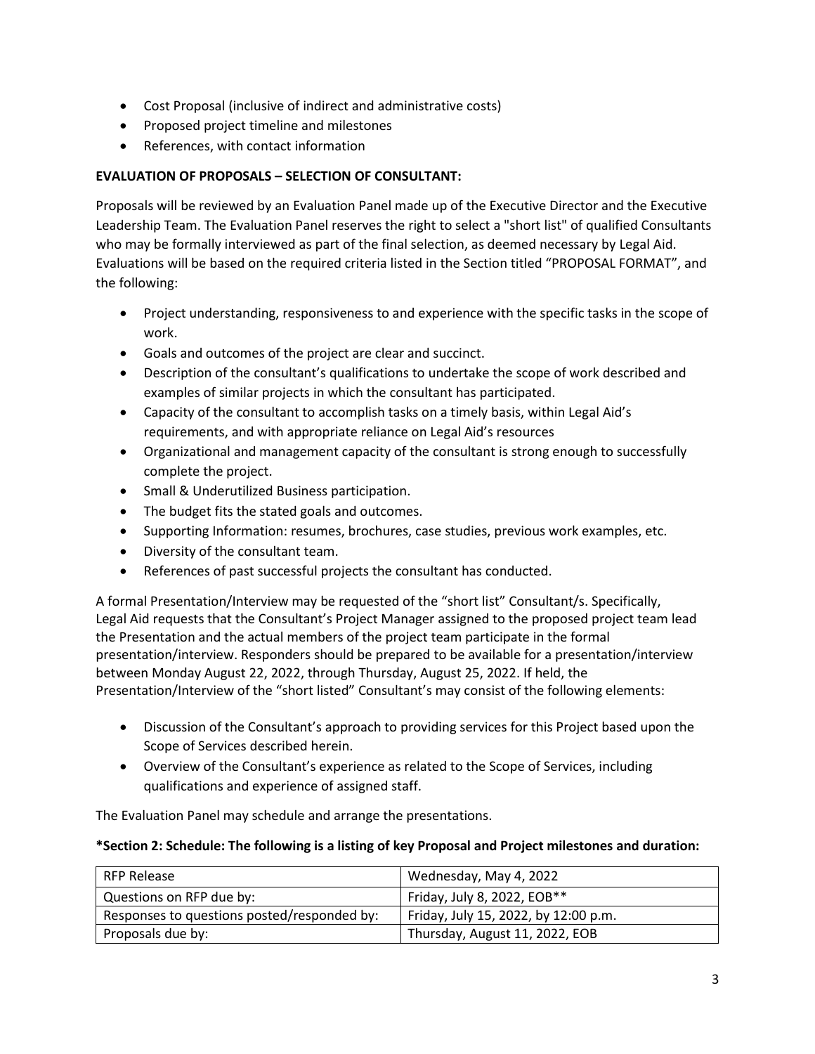- Cost Proposal (inclusive of indirect and administrative costs)
- Proposed project timeline and milestones
- References, with contact information

**EVALUATION OF PROPOSALS – SELECTION OF CONSULTANT:**

Proposals will be reviewed by an Evaluation Panel made up of the Executive Director and the Executive Leadership Team. The Evaluation Panel reserves the right to select a "short list" of qualified Consultants who may be formally interviewed as part of the final selection, as deemed necessary by Legal Aid. Evaluations will be based on the required criteria listed in the Section titled "PROPOSAL FORMAT", and the following:

- Project understanding, responsiveness to and experience with the specific tasks in the scope of work.
- Goals and outcomes of the project are clear and succinct.
- Description of the consultant's qualifications to undertake the scope of work described and examples of similar projects in which the consultant has participated.
- Capacity of the consultant to accomplish tasks on a timely basis, within Legal Aid's requirements, and with appropriate reliance on Legal Aid's resources
- Organizational and management capacity of the consultant is strong enough to successfully complete the project.
- Small & Underutilized Business participation.
- The budget fits the stated goals and outcomes.
- Supporting Information: resumes, brochures, case studies, previous work examples, etc.
- Diversity of the consultant team.
- References of past successful projects the consultant has conducted.

A formal Presentation/Interview may be requested of the "short list" Consultant/s. Specifically, Legal Aid requests that the Consultant's Project Manager assigned to the proposed project team lead the Presentation and the actual members of the project team participate in the formal presentation/interview. Responders should be prepared to be available for a presentation/interview between Monday August 22, 2022, through Thursday, August 25, 2022. If held, the Presentation/Interview of the "short listed" Consultant's may consist of the following elements:

- Discussion of the Consultant's approach to providing services for this Project based upon the Scope of Services described herein.
- Overview of the Consultant's experience as related to the Scope of Services, including qualifications and experience of assigned staff.

The Evaluation Panel may schedule and arrange the presentations.

**\*Section 2: Schedule: The following is a listing of key Proposal and Project milestones and duration:**

| RFP Release | Wednesday, May 4, 2022 |
|---|---|
| Questions on RFP due by: | Friday, July 8, 2022, EOB** |
| Responses to questions posted/responded by: | Friday, July 15, 2022, by 12:00 p.m. |
| Proposals due by: | Thursday, August 11, 2022, EOB |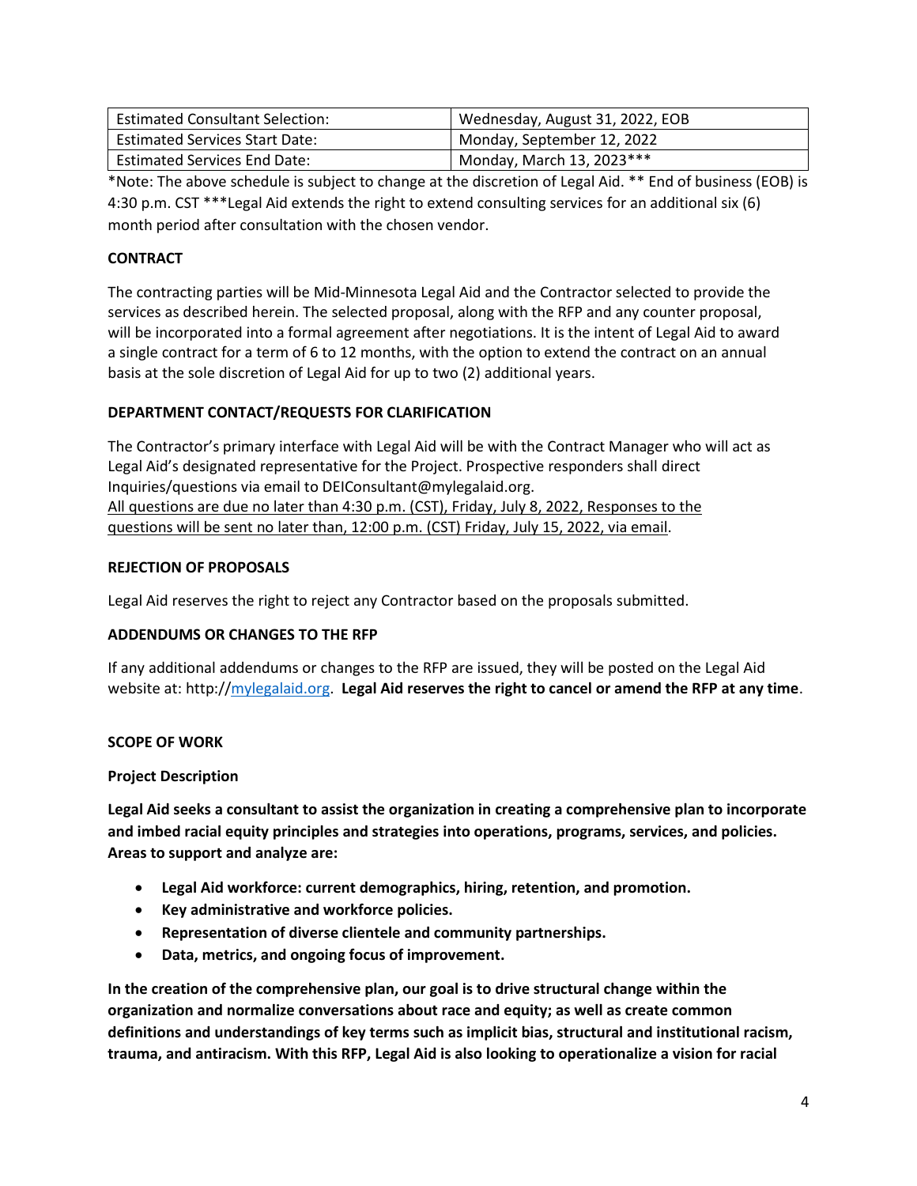| Estimated Consultant Selection: | Wednesday, August 31, 2022, EOB |
| --- | --- |
| Estimated Services Start Date: | Monday, September 12, 2022 |
| Estimated Services End Date: | Monday, March 13, 2023*** |

*Note: The above schedule is subject to change at the discretion of Legal Aid. ** End of business (EOB) is 4:30 p.m. CST ***Legal Aid extends the right to extend consulting services for an additional six (6) month period after consultation with the chosen vendor.

**CONTRACT**

The contracting parties will be Mid-Minnesota Legal Aid and the Contractor selected to provide the services as described herein. The selected proposal, along with the RFP and any counter proposal, will be incorporated into a formal agreement after negotiations. It is the intent of Legal Aid to award a single contract for a term of 6 to 12 months, with the option to extend the contract on an annual basis at the sole discretion of Legal Aid for up to two (2) additional years.

**DEPARTMENT CONTACT/REQUESTS FOR CLARIFICATION**

The Contractor's primary interface with Legal Aid will be with the Contract Manager who will act as Legal Aid's designated representative for the Project. Prospective responders shall direct Inquiries/questions via email to DEIConsultant@mylegalaid.org.
<u>All questions are due no later than 4:30 p.m. (CST), Friday, July 8, 2022, Responses to the questions will be sent no later than, 12:00 p.m. (CST) Friday, July 15, 2022, via email</u>.

**REJECTION OF PROPOSALS**

Legal Aid reserves the right to reject any Contractor based on the proposals submitted.

**ADDENDUMS OR CHANGES TO THE RFP**

If any additional addendums or changes to the RFP are issued, they will be posted on the Legal Aid website at: http://[mylegalaid.org](http://mylegalaid.org). **Legal Aid reserves the right to cancel or amend the RFP at any time**.

**SCOPE OF WORK**

**Project Description**

**Legal Aid seeks a consultant to assist the organization in creating a comprehensive plan to incorporate and imbed racial equity principles and strategies into operations, programs, services, and policies. Areas to support and analyze are:**

- **Legal Aid workforce: current demographics, hiring, retention, and promotion.**
- **Key administrative and workforce policies.**
- **Representation of diverse clientele and community partnerships.**
- **Data, metrics, and ongoing focus of improvement.**

**In the creation of the comprehensive plan, our goal is to drive structural change within the organization and normalize conversations about race and equity; as well as create common definitions and understandings of key terms such as implicit bias, structural and institutional racism, trauma, and antiracism. With this RFP, Legal Aid is also looking to operationalize a vision for racial**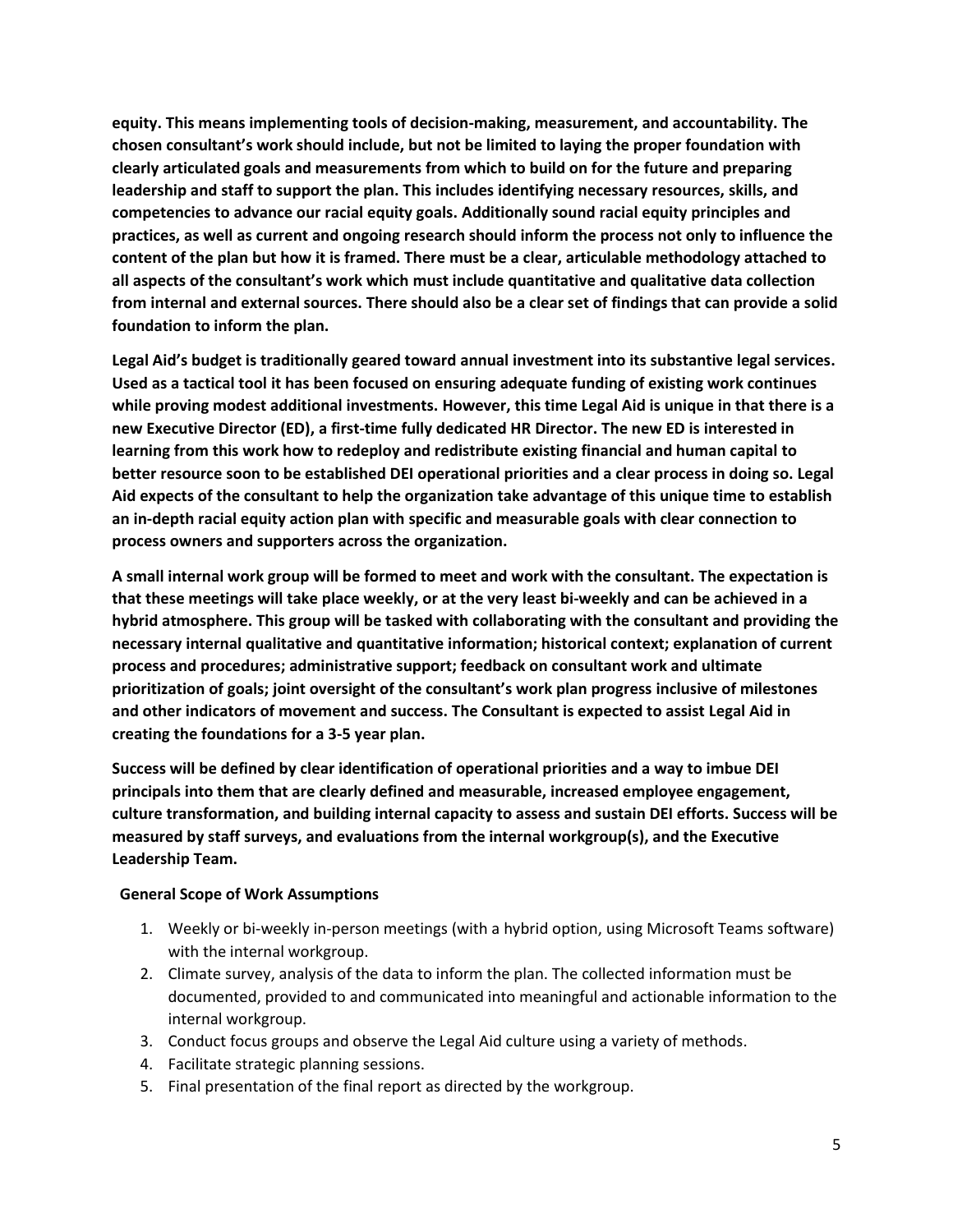**equity. This means implementing tools of decision-making, measurement, and accountability. The chosen consultant's work should include, but not be limited to laying the proper foundation with clearly articulated goals and measurements from which to build on for the future and preparing leadership and staff to support the plan. This includes identifying necessary resources, skills, and competencies to advance our racial equity goals. Additionally sound racial equity principles and practices, as well as current and ongoing research should inform the process not only to influence the content of the plan but how it is framed. There must be a clear, articulable methodology attached to all aspects of the consultant's work which must include quantitative and qualitative data collection from internal and external sources. There should also be a clear set of findings that can provide a solid foundation to inform the plan.**

**Legal Aid's budget is traditionally geared toward annual investment into its substantive legal services. Used as a tactical tool it has been focused on ensuring adequate funding of existing work continues while proving modest additional investments. However, this time Legal Aid is unique in that there is a new Executive Director (ED), a first-time fully dedicated HR Director. The new ED is interested in learning from this work how to redeploy and redistribute existing financial and human capital to better resource soon to be established DEI operational priorities and a clear process in doing so. Legal Aid expects of the consultant to help the organization take advantage of this unique time to establish an in-depth racial equity action plan with specific and measurable goals with clear connection to process owners and supporters across the organization.**

**A small internal work group will be formed to meet and work with the consultant. The expectation is that these meetings will take place weekly, or at the very least bi-weekly and can be achieved in a hybrid atmosphere. This group will be tasked with collaborating with the consultant and providing the necessary internal qualitative and quantitative information; historical context; explanation of current process and procedures; administrative support; feedback on consultant work and ultimate prioritization of goals; joint oversight of the consultant's work plan progress inclusive of milestones and other indicators of movement and success. The Consultant is expected to assist Legal Aid in creating the foundations for a 3-5 year plan.**

**Success will be defined by clear identification of operational priorities and a way to imbue DEI principals into them that are clearly defined and measurable, increased employee engagement, culture transformation, and building internal capacity to assess and sustain DEI efforts. Success will be measured by staff surveys, and evaluations from the internal workgroup(s), and the Executive Leadership Team.**

**General Scope of Work Assumptions**

1. Weekly or bi-weekly in-person meetings (with a hybrid option, using Microsoft Teams software) with the internal workgroup.
2. Climate survey, analysis of the data to inform the plan. The collected information must be documented, provided to and communicated into meaningful and actionable information to the internal workgroup.
3. Conduct focus groups and observe the Legal Aid culture using a variety of methods.
4. Facilitate strategic planning sessions.
5. Final presentation of the final report as directed by the workgroup.